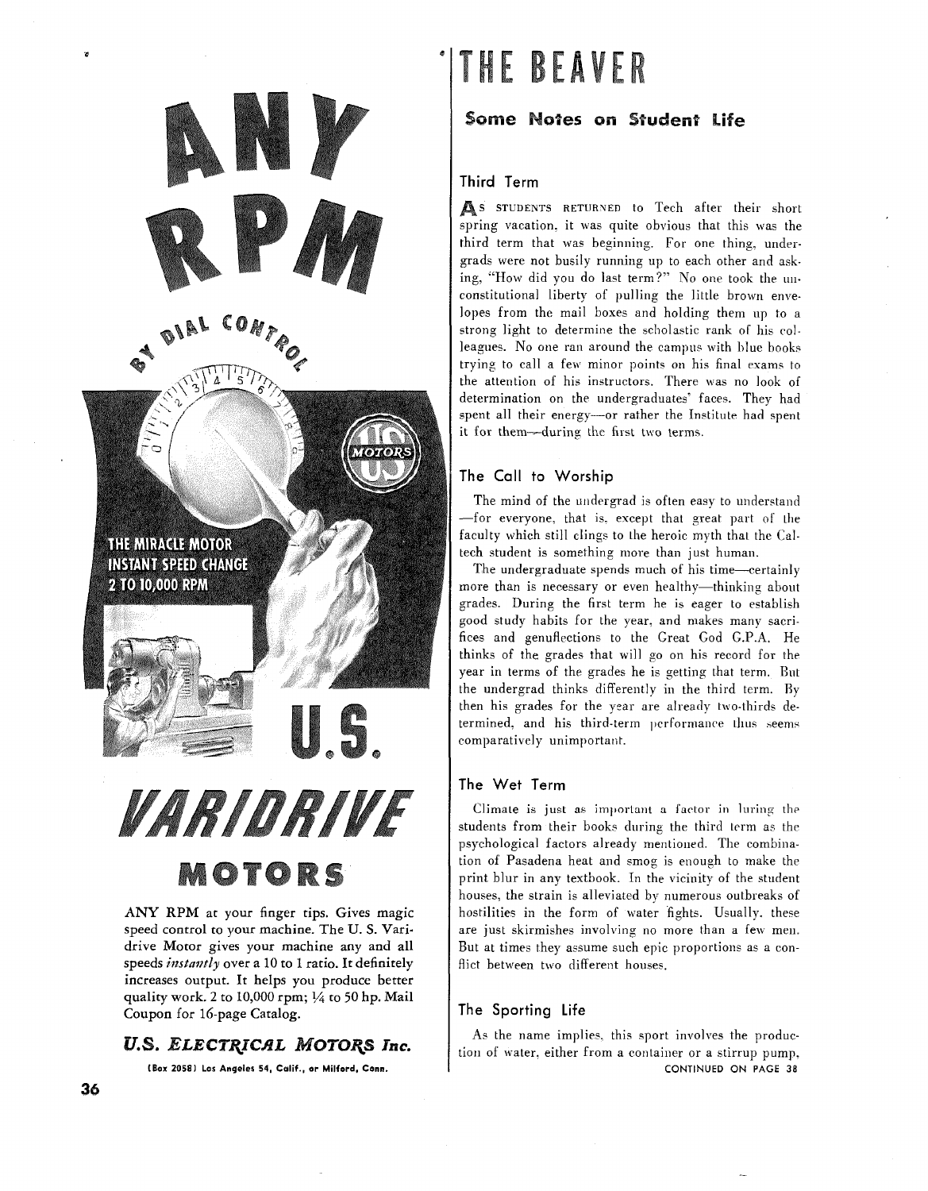# ANY RPM

BY DIAL CONTROL

THE MIRACLE MOTOR
INSTANT SPEED CHANGE
2 TO 10,000 RPM

U.S.

VARIDRIVE

MOTORS

ANY RPM at your finger tips. Gives magic speed control to your machine. The U. S. Varidrive Motor gives your machine any and all speeds *instantly* over a 10 to 1 ratio. It definitely increases output. It helps you produce better quality work. 2 to 10,000 rpm; ¼ to 50 hp. Mail Coupon for 16-page Catalog.

**U.S. ELECTRICAL MOTORS Inc.**

(Box 2058) Los Angeles 54, Calif., or Milford, Conn.

# THE BEAVER

## Some Notes on Student Life

### Third Term

As students returned to Tech after their short spring vacation, it was quite obvious that this was the third term that was beginning. For one thing, undergrads were not busily running up to each other and asking, "How did you do last term?" No one took the unconstitutional liberty of pulling the little brown envelopes from the mail boxes and holding them up to a strong light to determine the scholastic rank of his colleagues. No one ran around the campus with blue books trying to call a few minor points on his final exams to the attention of his instructors. There was no look of determination on the undergraduates' faces. They had spent all their energy—or rather the Institute had spent it for them—during the first two terms.

### The Call to Worship

The mind of the undergrad is often easy to understand—for everyone, that is, except that great part of the faculty which still clings to the heroic myth that the Caltech student is something more than just human.

The undergraduate spends much of his time—certainly more than is necessary or even healthy—thinking about grades. During the first term he is eager to establish good study habits for the year, and makes many sacrifices and genuflections to the Great God G.P.A. He thinks of the grades that will go on his record for the year in terms of the grades he is getting that term. But the undergrad thinks differently in the third term. By then his grades for the year are already two-thirds determined, and his third-term performance thus seems comparatively unimportant.

### The Wet Term

Climate is just as important a factor in luring the students from their books during the third term as the psychological factors already mentioned. The combination of Pasadena heat and smog is enough to make the print blur in any textbook. In the vicinity of the student houses, the strain is alleviated by numerous outbreaks of hostilities in the form of water fights. Usually, these are just skirmishes involving no more than a few men. But at times they assume such epic proportions as a conflict between two different houses.

### The Sporting Life

As the name implies, this sport involves the production of water, either from a container or a stirrup pump,

CONTINUED ON PAGE 38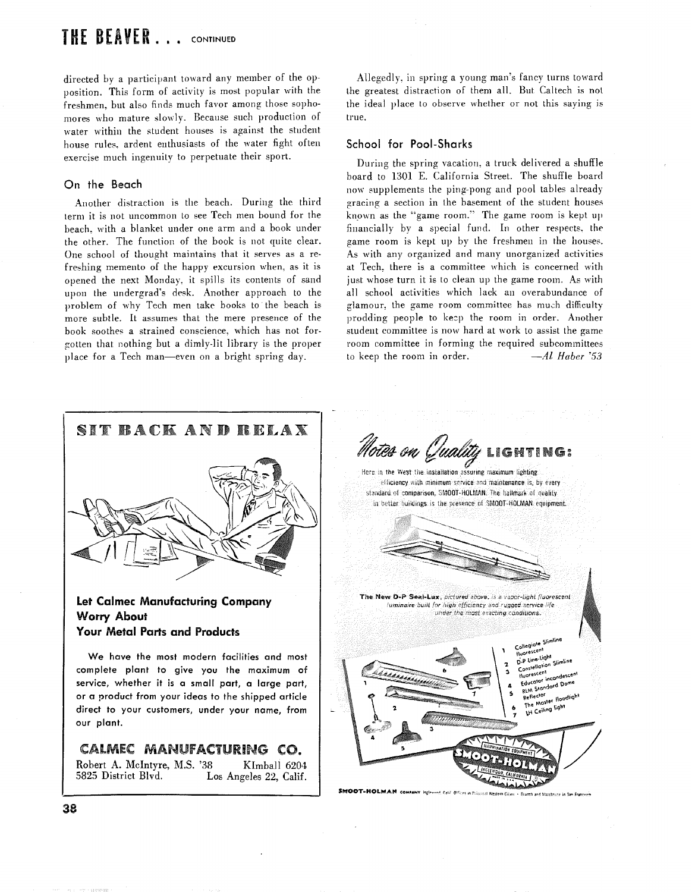directed by a participant toward any member of the opposition. This form of activity is most popular with the freshmen, but also finds much favor among those sophomores who mature slowly. Because such production of water within the student houses is against the student house rules, ardent enthusiasts of the water fight often exercise much ingenuity to perpetuate their sport.

### On the Beach

Another distraction is the beach. During the third term it is not uncommon to see Tech men bound for the beach, with a blanket under one arm and a book under the other. The function of the book is not quite clear. One school of thought maintains that it serves as a refreshing memento of the happy excursion when, as it is opened the next Monday, it spills its contents of sand upon the undergrad's desk. Another approach to the problem of why Tech men take books to the beach is more subtle. It assumes that the mere presence of the book soothes a strained conscience, which has not forgotten that nothing but a dimly-lit library is the proper place for a Tech man—even on a bright spring day.

Allegedly, in spring a young man's fancy turns toward the greatest distraction of them all. But Caltech is not the ideal place to observe whether or not this saying is true.

### School for Pool-Sharks

During the spring vacation, a truck delivered a shuffle board to 1301 E. California Street. The shuffle board now supplements the ping-pong and pool tables already gracing a section in the basement of the student houses known as the "game room." The game room is kept up financially by a special fund. In other respects, the game room is kept up by the freshmen in the houses. As with any organized and many unorganized activities at Tech, there is a committee which is concerned with just whose turn it is to clean up the game room. As with all school activities which lack an overabundance of glamour, the game room committee has much difficulty prodding people to keep the room in order. Another student committee is now hard at work to assist the game room committee in forming the required subcommittees to keep the room in order.

—*Al Haber '53*

---

## SIT BACK AND RELAX

**Let Calmec Manufacturing Company Worry About Your Metal Parts and Products**

We have the most modern facilities and most complete plant to give you the maximum of service, whether it is a small part, a large part, or a product from your ideas to the shipped article direct to your customers, under your name, from our plant.

**CALMEC MANUFACTURING CO.**

Robert A. McIntyre, M.S. '38 — KImball 6204

5825 District Blvd. — Los Angeles 22, Calif.

---

## Notes on Quality LIGHTING:

Here in the West the installation assuring maximum lighting efficiency with minimum service and maintenance is, by every standard of comparison, SMOOT-HOLMAN. The hallmark of quality in better buildings is the presence of SMOOT-HOLMAN equipment.

**The New D-P Seal-Lux**, *pictured above, is a vapor-tight fluorescent luminaire built for high efficiency and rugged service life under the most exacting conditions.*

1. Collegiate Slimline Fluorescent
2. D-P Line-Light
3. Constellation Slimline Fluorescent
4. Educator Incandescent
5. RLM Standard Dome Reflector
6. The Master Floodlight
7. LH Ceiling Light

SMOOT-HOLMAN — Illumination Equipment — Inglewood, California

**SMOOT-HOLMAN** COMPANY Inglewood, Calif. Offices in Principal Western Cities • Branch and Warehouse in San Francisco